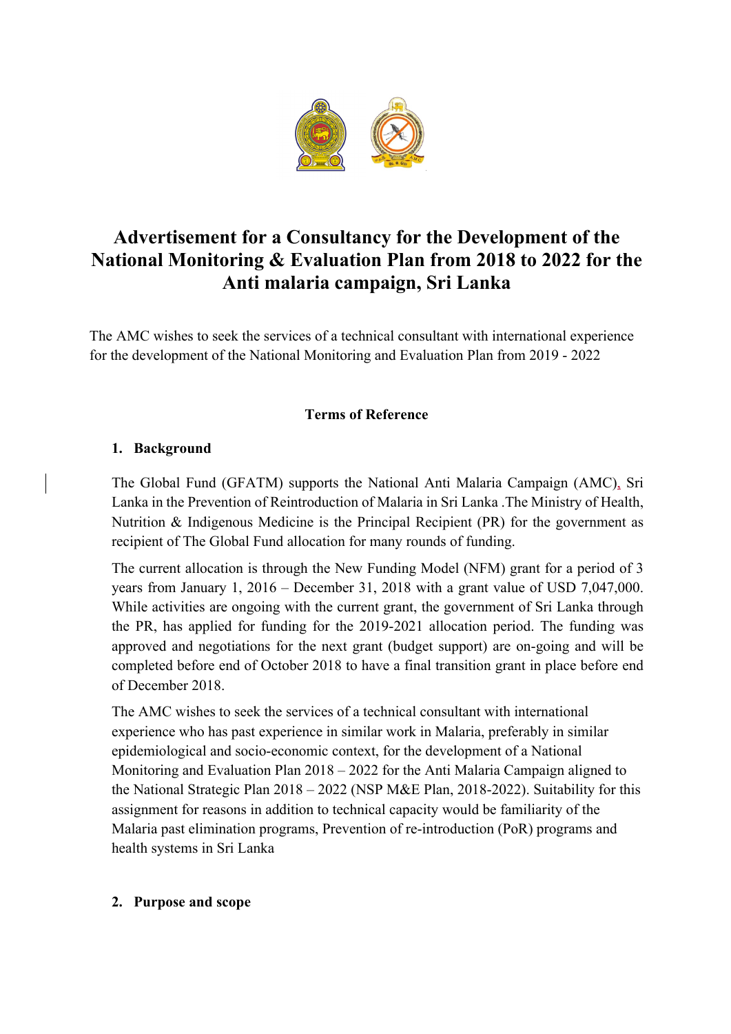# Advertisement for a Consultancy for the Development of the National Monitoring & Evaluation Plan from 2018 to 2022 for the Anti malaria campaign, Sri Lanka

The AMC wishes to seek the services of a technical consultant with international experience for the development of the National Monitoring and Evaluation Plan from 2019 - 2022

### Terms of Reference

## 1. Background

The Global Fund (GFATM) supports the National Anti Malaria Campaign (AMC), Sri Lanka in the Prevention of Reintroduction of Malaria in Sri Lanka .The Ministry of Health, Nutrition & Indigenous Medicine is the Principal Recipient (PR) for the government as recipient of The Global Fund allocation for many rounds of funding.

The current allocation is through the New Funding Model (NFM) grant for a period of 3 years from January 1, 2016 – December 31, 2018 with a grant value of USD 7,047,000. While activities are ongoing with the current grant, the government of Sri Lanka through the PR, has applied for funding for the 2019-2021 allocation period. The funding was approved and negotiations for the next grant (budget support) are on-going and will be completed before end of October 2018 to have a final transition grant in place before end of December 2018.

The AMC wishes to seek the services of a technical consultant with international experience who has past experience in similar work in Malaria, preferably in similar epidemiological and socio-economic context, for the development of a National Monitoring and Evaluation Plan 2018 – 2022 for the Anti Malaria Campaign aligned to the National Strategic Plan 2018 – 2022 (NSP M&E Plan, 2018-2022). Suitability for this assignment for reasons in addition to technical capacity would be familiarity of the Malaria past elimination programs, Prevention of re-introduction (PoR) programs and health systems in Sri Lanka

## 2. Purpose and scope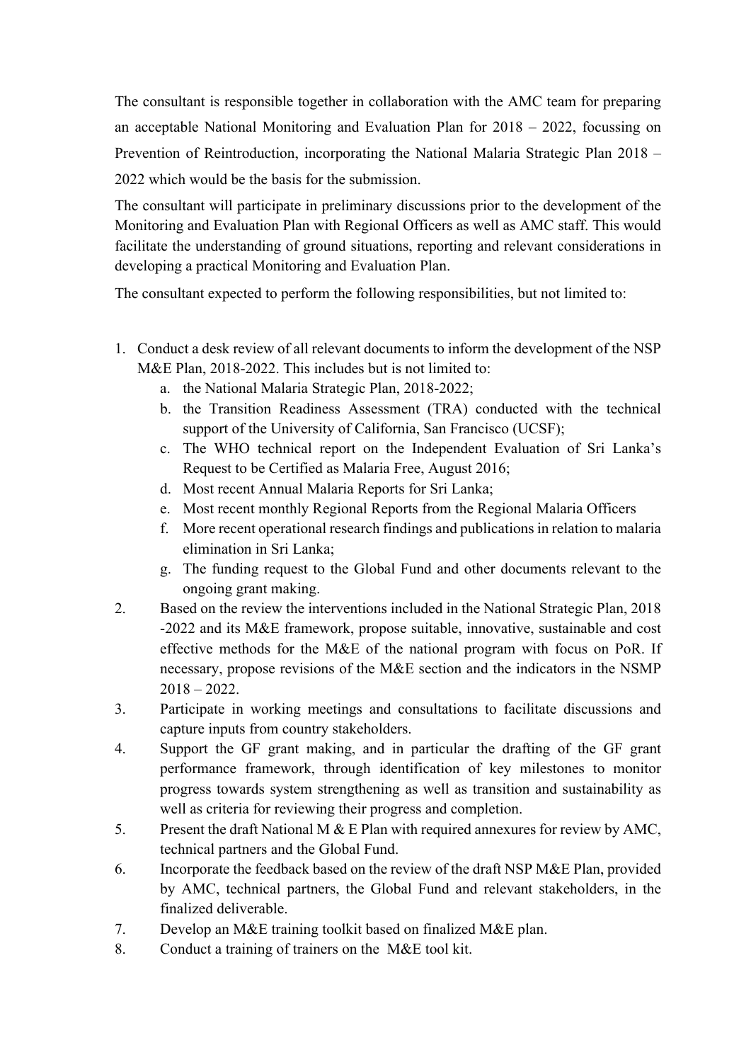The consultant is responsible together in collaboration with the AMC team for preparing an acceptable National Monitoring and Evaluation Plan for 2018 – 2022, focussing on Prevention of Reintroduction, incorporating the National Malaria Strategic Plan 2018 – 2022 which would be the basis for the submission.

The consultant will participate in preliminary discussions prior to the development of the Monitoring and Evaluation Plan with Regional Officers as well as AMC staff. This would facilitate the understanding of ground situations, reporting and relevant considerations in developing a practical Monitoring and Evaluation Plan.

The consultant expected to perform the following responsibilities, but not limited to:

1. Conduct a desk review of all relevant documents to inform the development of the NSP M&E Plan, 2018-2022. This includes but is not limited to:
   a. the National Malaria Strategic Plan, 2018-2022;
   b. the Transition Readiness Assessment (TRA) conducted with the technical support of the University of California, San Francisco (UCSF);
   c. The WHO technical report on the Independent Evaluation of Sri Lanka's Request to be Certified as Malaria Free, August 2016;
   d. Most recent Annual Malaria Reports for Sri Lanka;
   e. Most recent monthly Regional Reports from the Regional Malaria Officers
   f. More recent operational research findings and publications in relation to malaria elimination in Sri Lanka;
   g. The funding request to the Global Fund and other documents relevant to the ongoing grant making.
2. Based on the review the interventions included in the National Strategic Plan, 2018 -2022 and its M&E framework, propose suitable, innovative, sustainable and cost effective methods for the M&E of the national program with focus on PoR. If necessary, propose revisions of the M&E section and the indicators in the NSMP 2018 – 2022.
3. Participate in working meetings and consultations to facilitate discussions and capture inputs from country stakeholders.
4. Support the GF grant making, and in particular the drafting of the GF grant performance framework, through identification of key milestones to monitor progress towards system strengthening as well as transition and sustainability as well as criteria for reviewing their progress and completion.
5. Present the draft National M & E Plan with required annexures for review by AMC, technical partners and the Global Fund.
6. Incorporate the feedback based on the review of the draft NSP M&E Plan, provided by AMC, technical partners, the Global Fund and relevant stakeholders, in the finalized deliverable.
7. Develop an M&E training toolkit based on finalized M&E plan.
8. Conduct a training of trainers on the M&E tool kit.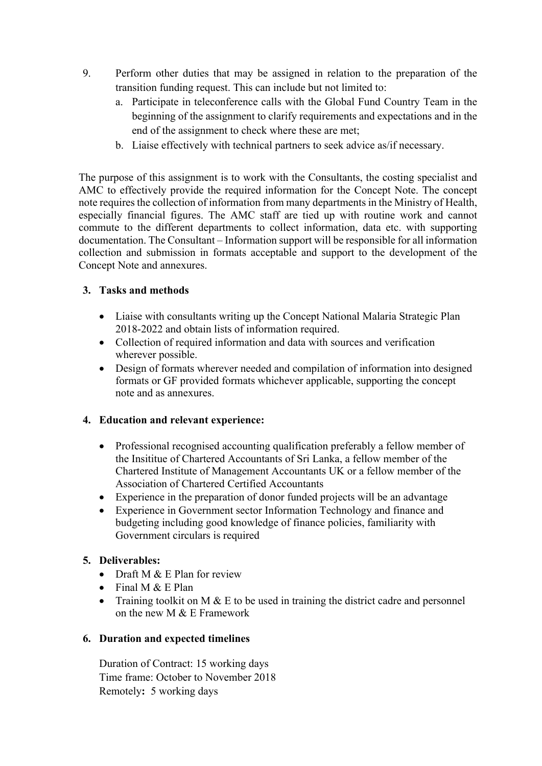9. Perform other duties that may be assigned in relation to the preparation of the transition funding request. This can include but not limited to:
   a. Participate in teleconference calls with the Global Fund Country Team in the beginning of the assignment to clarify requirements and expectations and in the end of the assignment to check where these are met;
   b. Liaise effectively with technical partners to seek advice as/if necessary.

The purpose of this assignment is to work with the Consultants, the costing specialist and AMC to effectively provide the required information for the Concept Note. The concept note requires the collection of information from many departments in the Ministry of Health, especially financial figures. The AMC staff are tied up with routine work and cannot commute to the different departments to collect information, data etc. with supporting documentation. The Consultant – Information support will be responsible for all information collection and submission in formats acceptable and support to the development of the Concept Note and annexures.

## 3. Tasks and methods

- Liaise with consultants writing up the Concept National Malaria Strategic Plan 2018-2022 and obtain lists of information required.
- Collection of required information and data with sources and verification wherever possible.
- Design of formats wherever needed and compilation of information into designed formats or GF provided formats whichever applicable, supporting the concept note and as annexures.

## 4. Education and relevant experience:

- Professional recognised accounting qualification preferably a fellow member of the Insititue of Chartered Accountants of Sri Lanka, a fellow member of the Chartered Institute of Management Accountants UK or a fellow member of the Association of Chartered Certified Accountants
- Experience in the preparation of donor funded projects will be an advantage
- Experience in Government sector Information Technology and finance and budgeting including good knowledge of finance policies, familiarity with Government circulars is required

## 5. Deliverables:

- Draft M & E Plan for review
- Final M & E Plan
- Training toolkit on M & E to be used in training the district cadre and personnel on the new M & E Framework

## 6. Duration and expected timelines

Duration of Contract: 15 working days
Time frame: October to November 2018
Remotely: 5 working days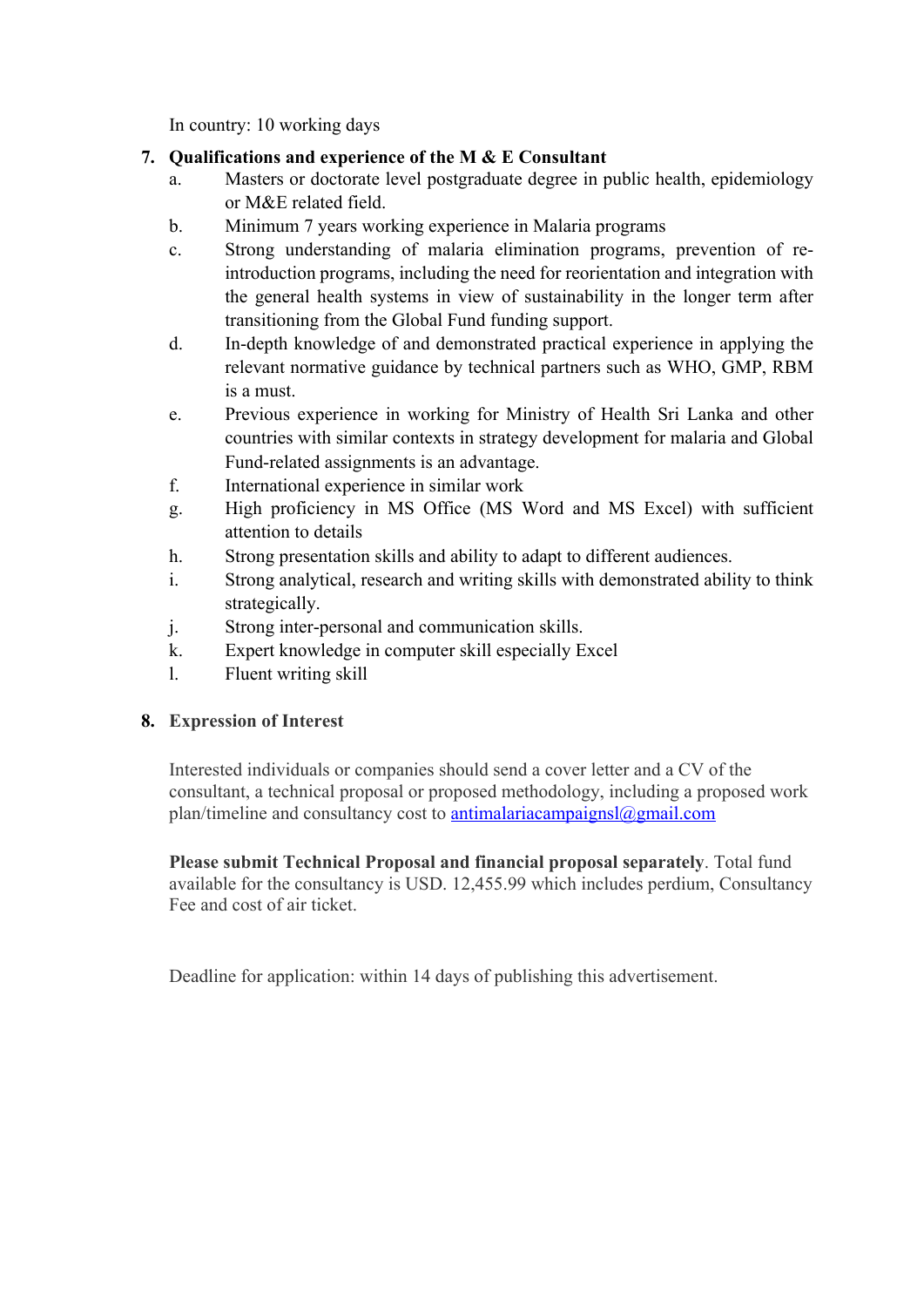In country: 10 working days

7. **Qualifications and experience of the M & E Consultant**
   a. Masters or doctorate level postgraduate degree in public health, epidemiology or M&E related field.
   b. Minimum 7 years working experience in Malaria programs
   c. Strong understanding of malaria elimination programs, prevention of re-introduction programs, including the need for reorientation and integration with the general health systems in view of sustainability in the longer term after transitioning from the Global Fund funding support.
   d. In-depth knowledge of and demonstrated practical experience in applying the relevant normative guidance by technical partners such as WHO, GMP, RBM is a must.
   e. Previous experience in working for Ministry of Health Sri Lanka and other countries with similar contexts in strategy development for malaria and Global Fund-related assignments is an advantage.
   f. International experience in similar work
   g. High proficiency in MS Office (MS Word and MS Excel) with sufficient attention to details
   h. Strong presentation skills and ability to adapt to different audiences.
   i. Strong analytical, research and writing skills with demonstrated ability to think strategically.
   j. Strong inter-personal and communication skills.
   k. Expert knowledge in computer skill especially Excel
   l. Fluent writing skill

8. **Expression of Interest**

Interested individuals or companies should send a cover letter and a CV of the consultant, a technical proposal or proposed methodology, including a proposed work plan/timeline and consultancy cost to antimalariacampaignsl@gmail.com

**Please submit Technical Proposal and financial proposal separately**. Total fund available for the consultancy is USD. 12,455.99 which includes perdium, Consultancy Fee and cost of air ticket.

Deadline for application: within 14 days of publishing this advertisement.